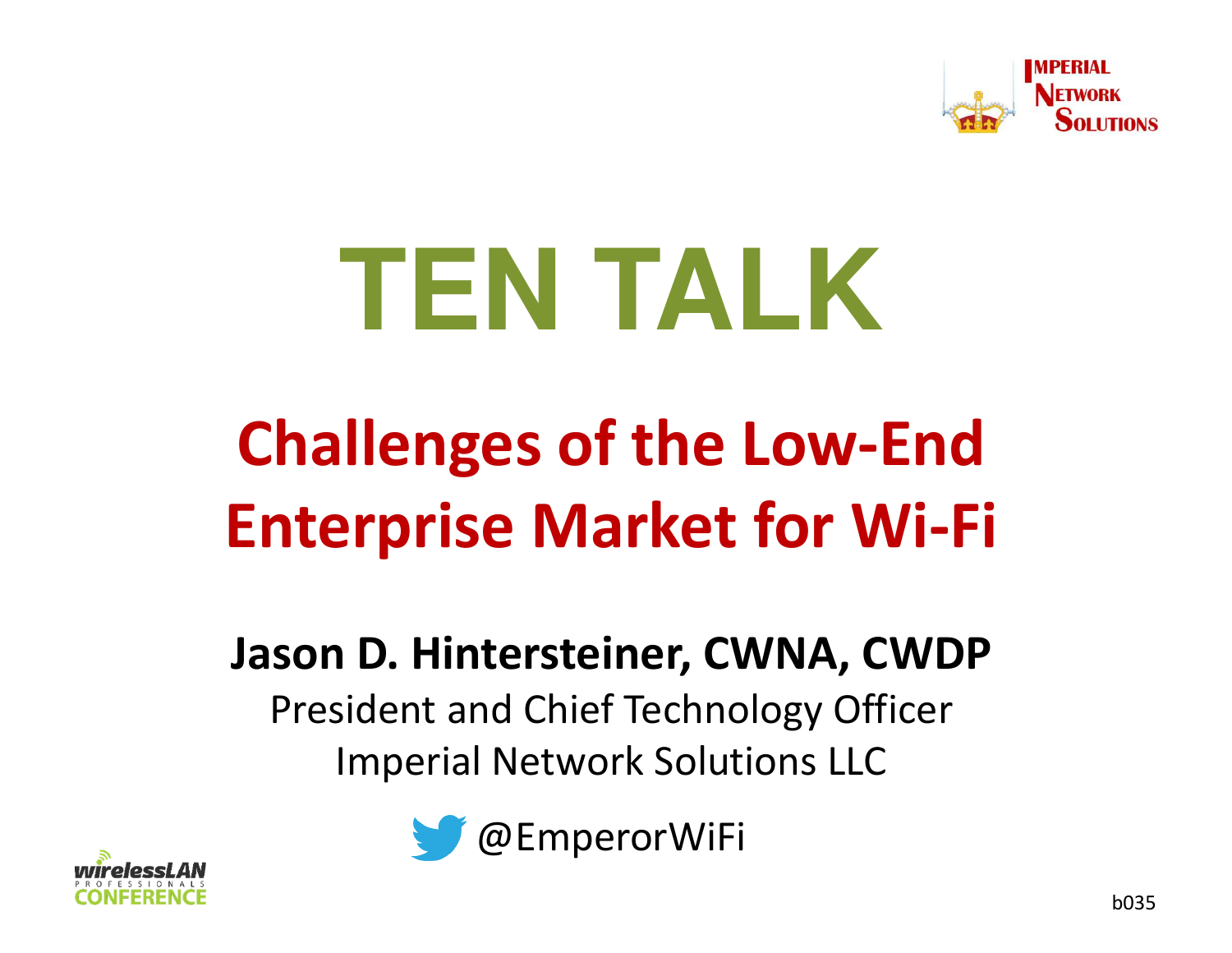IMPERIAL NETWORK SOLUTIONS

# TEN TALK

## Challenges of the Low-End Enterprise Market for Wi-Fi

**Jason D. Hintersteiner, CWNA, CWDP**

President and Chief Technology Officer

Imperial Network Solutions LLC

@EmperorWiFi

wirelessLAN PROFESSIONALS CONFERENCE

b035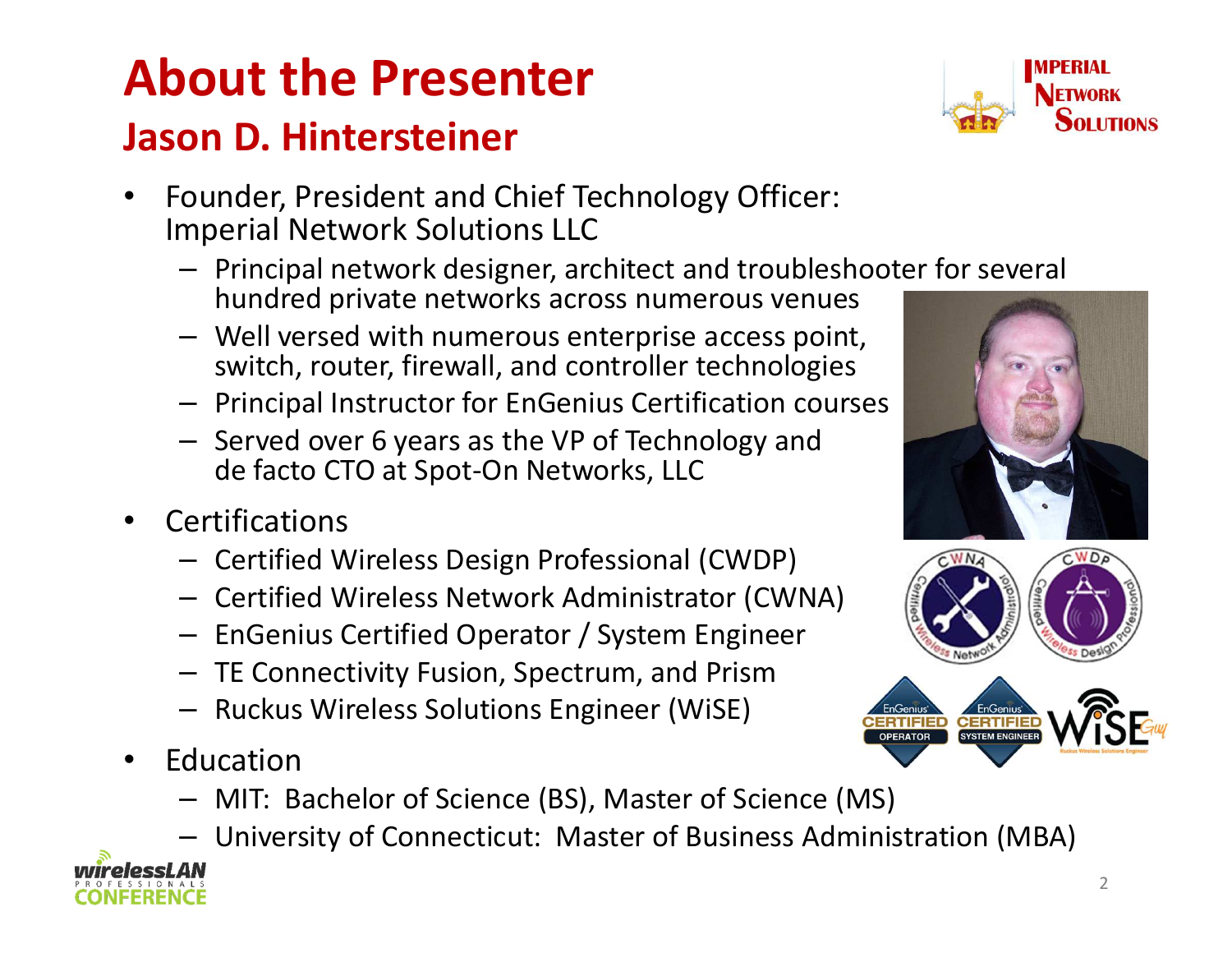# About the Presenter

## Jason D. Hintersteiner

- Founder, President and Chief Technology Officer: Imperial Network Solutions LLC
  - Principal network designer, architect and troubleshooter for several hundred private networks across numerous venues
  - Well versed with numerous enterprise access point, switch, router, firewall, and controller technologies
  - Principal Instructor for EnGenius Certification courses
  - Served over 6 years as the VP of Technology and de facto CTO at Spot-On Networks, LLC
- Certifications
  - Certified Wireless Design Professional (CWDP)
  - Certified Wireless Network Administrator (CWNA)
  - EnGenius Certified Operator / System Engineer
  - TE Connectivity Fusion, Spectrum, and Prism
  - Ruckus Wireless Solutions Engineer (WiSE)
- Education
  - MIT: Bachelor of Science (BS), Master of Science (MS)
  - University of Connecticut: Master of Business Administration (MBA)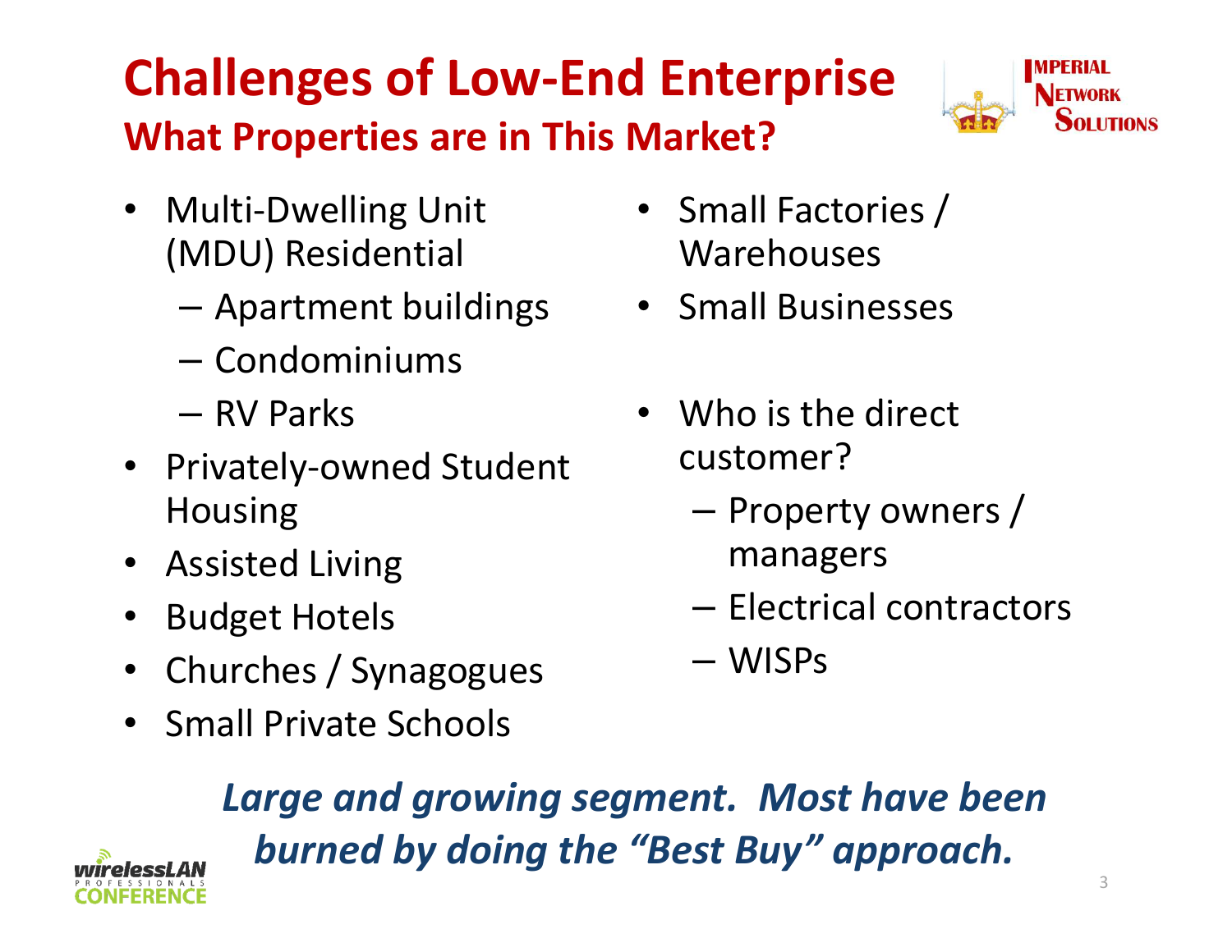# Challenges of Low-End Enterprise

## What Properties are in This Market?

- Multi-Dwelling Unit (MDU) Residential
  - Apartment buildings
  - Condominiums
  - RV Parks
- Privately-owned Student Housing
- Assisted Living
- Budget Hotels
- Churches / Synagogues
- Small Private Schools
- Small Factories / Warehouses
- Small Businesses
- Who is the direct customer?
  - Property owners / managers
  - Electrical contractors
  - WISPs

***Large and growing segment. Most have been burned by doing the "Best Buy" approach.***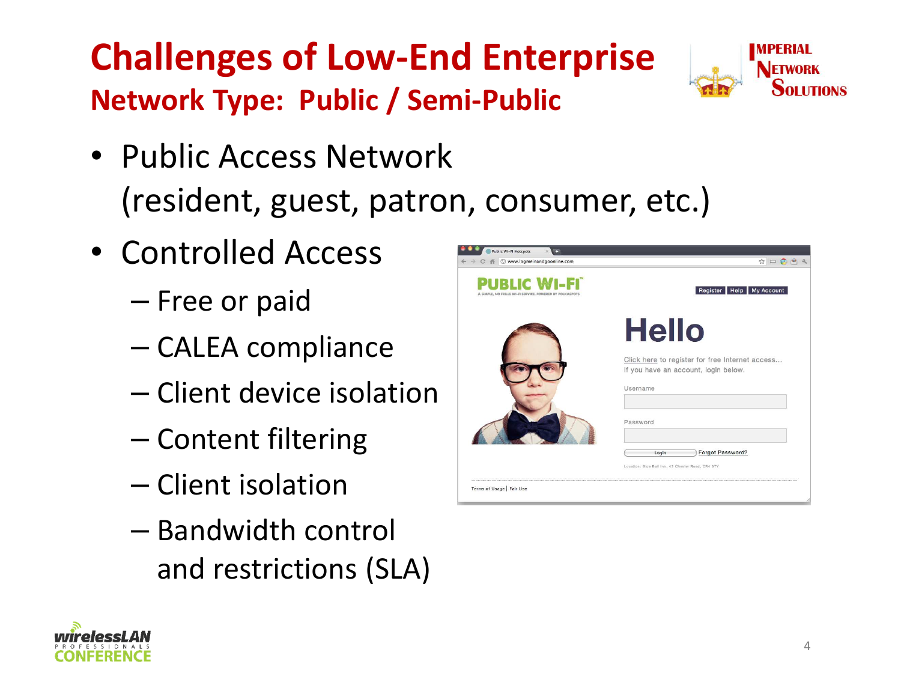# Challenges of Low-End Enterprise

## Network Type: Public / Semi-Public

- Public Access Network (resident, guest, patron, consumer, etc.)
- Controlled Access
  - Free or paid
  - CALEA compliance
  - Client device isolation
  - Content filtering
  - Client isolation
  - Bandwidth control and restrictions (SLA)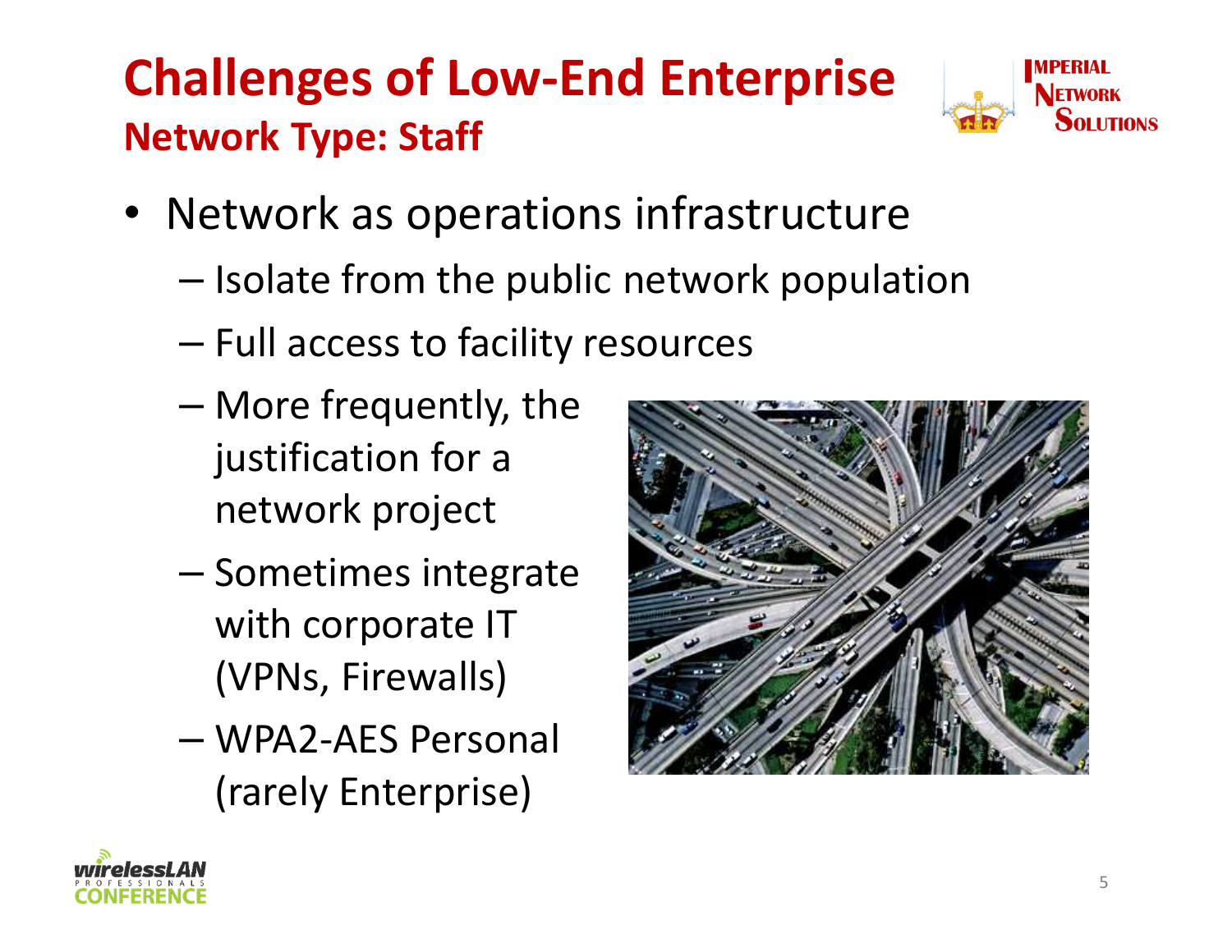# Challenges of Low-End Enterprise

## Network Type: Staff

- Network as operations infrastructure
  - Isolate from the public network population
  - Full access to facility resources
  - More frequently, the justification for a network project
  - Sometimes integrate with corporate IT (VPNs, Firewalls)
  - WPA2-AES Personal (rarely Enterprise)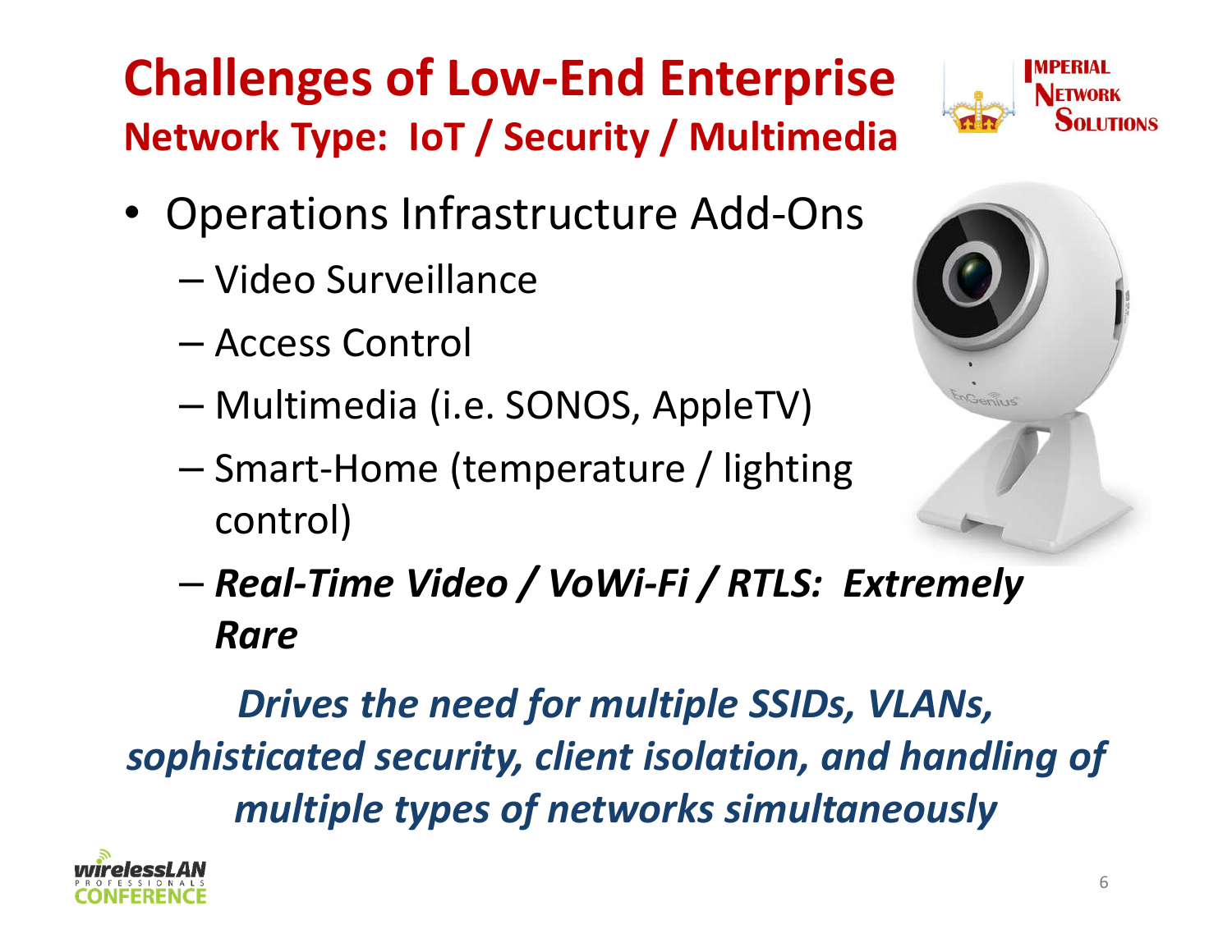# Challenges of Low-End Enterprise

## Network Type: IoT / Security / Multimedia

- Operations Infrastructure Add-Ons
  - Video Surveillance
  - Access Control
  - Multimedia (i.e. SONOS, AppleTV)
  - Smart-Home (temperature / lighting control)
  - ***Real-Time Video / VoWi-Fi / RTLS: Extremely Rare***

***Drives the need for multiple SSIDs, VLANs, sophisticated security, client isolation, and handling of multiple types of networks simultaneously***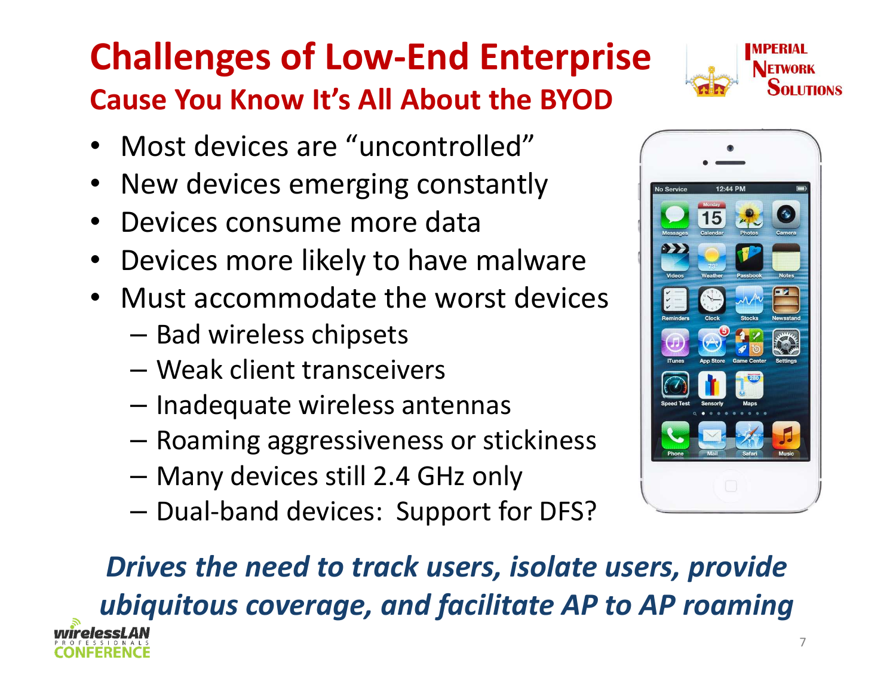# Challenges of Low-End Enterprise

## Cause You Know It's All About the BYOD

- Most devices are "uncontrolled"
- New devices emerging constantly
- Devices consume more data
- Devices more likely to have malware
- Must accommodate the worst devices
  - Bad wireless chipsets
  - Weak client transceivers
  - Inadequate wireless antennas
  - Roaming aggressiveness or stickiness
  - Many devices still 2.4 GHz only
  - Dual-band devices: Support for DFS?

***Drives the need to track users, isolate users, provide ubiquitous coverage, and facilitate AP to AP roaming***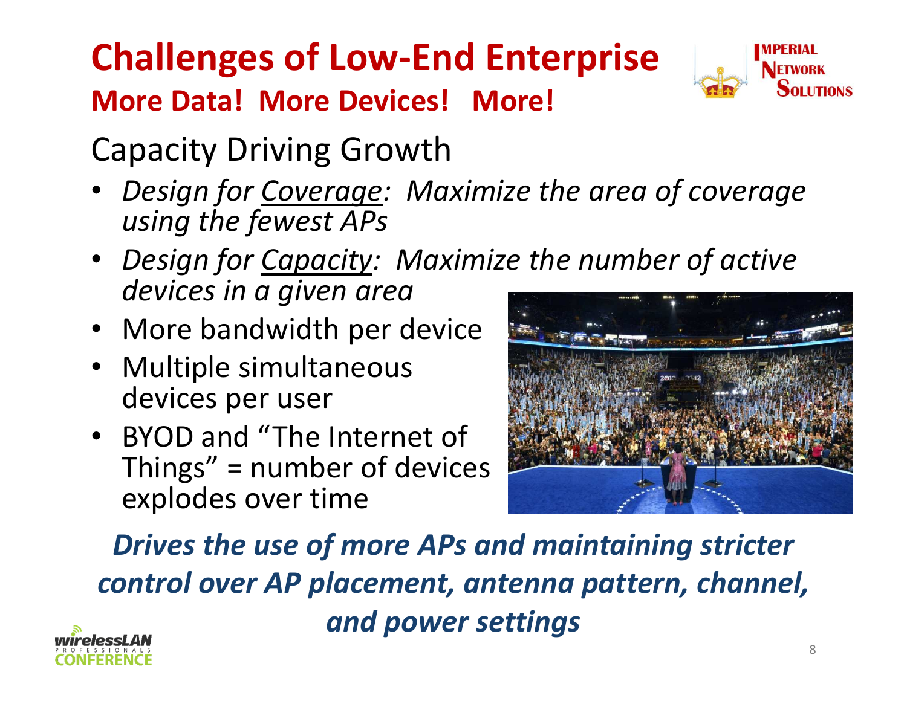# Challenges of Low-End Enterprise

## More Data!  More Devices!   More!

### Capacity Driving Growth

- *Design for <u>Coverage</u>:  Maximize the area of coverage using the fewest APs*
- *Design for <u>Capacity</u>:  Maximize the number of active devices in a given area*
- More bandwidth per device
- Multiple simultaneous devices per user
- BYOD and "The Internet of Things" = number of devices explodes over time

***Drives the use of more APs and maintaining stricter control over AP placement, antenna pattern, channel, and power settings***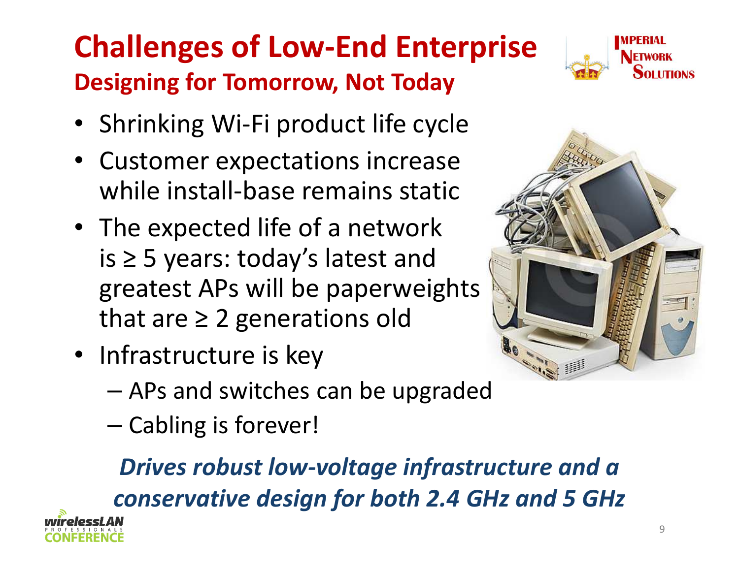# Challenges of Low-End Enterprise

## Designing for Tomorrow, Not Today

- Shrinking Wi-Fi product life cycle
- Customer expectations increase while install-base remains static
- The expected life of a network is ≥ 5 years: today's latest and greatest APs will be paperweights that are ≥ 2 generations old
- Infrastructure is key
  - APs and switches can be upgraded
  - Cabling is forever!

***Drives robust low-voltage infrastructure and a conservative design for both 2.4 GHz and 5 GHz***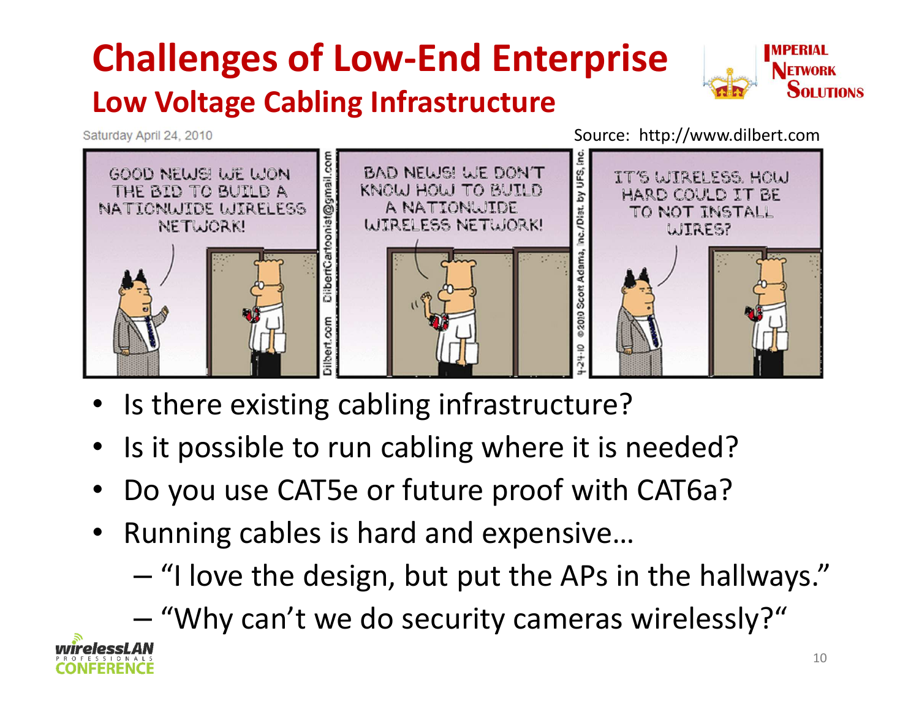# Challenges of Low-End Enterprise

## Low Voltage Cabling Infrastructure

Saturday April 24, 2010

Source: http://www.dilbert.com

- Is there existing cabling infrastructure?
- Is it possible to run cabling where it is needed?
- Do you use CAT5e or future proof with CAT6a?
- Running cables is hard and expensive…
  - "I love the design, but put the APs in the hallways."
  - "Why can't we do security cameras wirelessly?"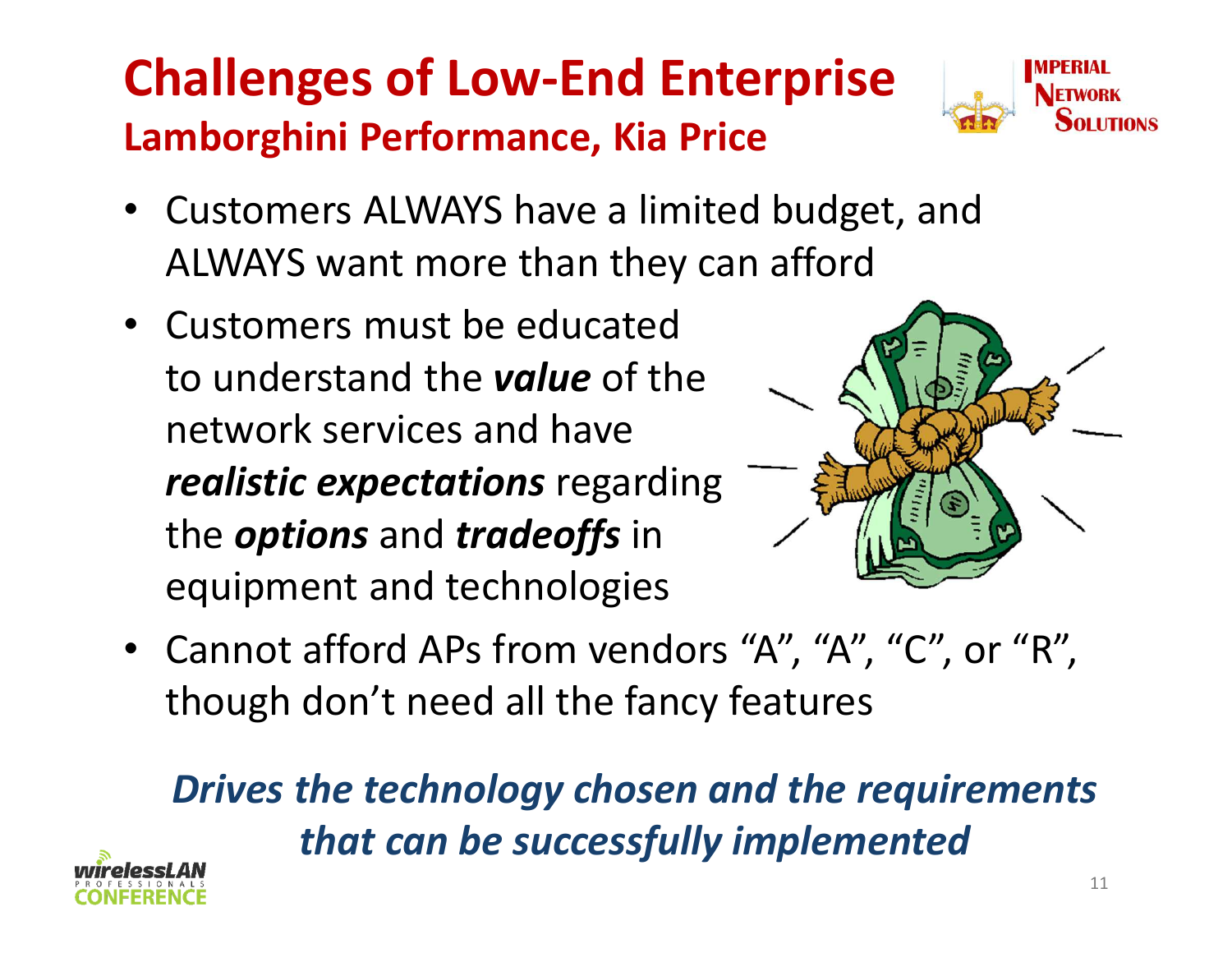# Challenges of Low-End Enterprise

## Lamborghini Performance, Kia Price

- Customers ALWAYS have a limited budget, and ALWAYS want more than they can afford
- Customers must be educated to understand the ***value*** of the network services and have ***realistic expectations*** regarding the ***options*** and ***tradeoffs*** in equipment and technologies
- Cannot afford APs from vendors "A", "A", "C", or "R", though don't need all the fancy features

***Drives the technology chosen and the requirements that can be successfully implemented***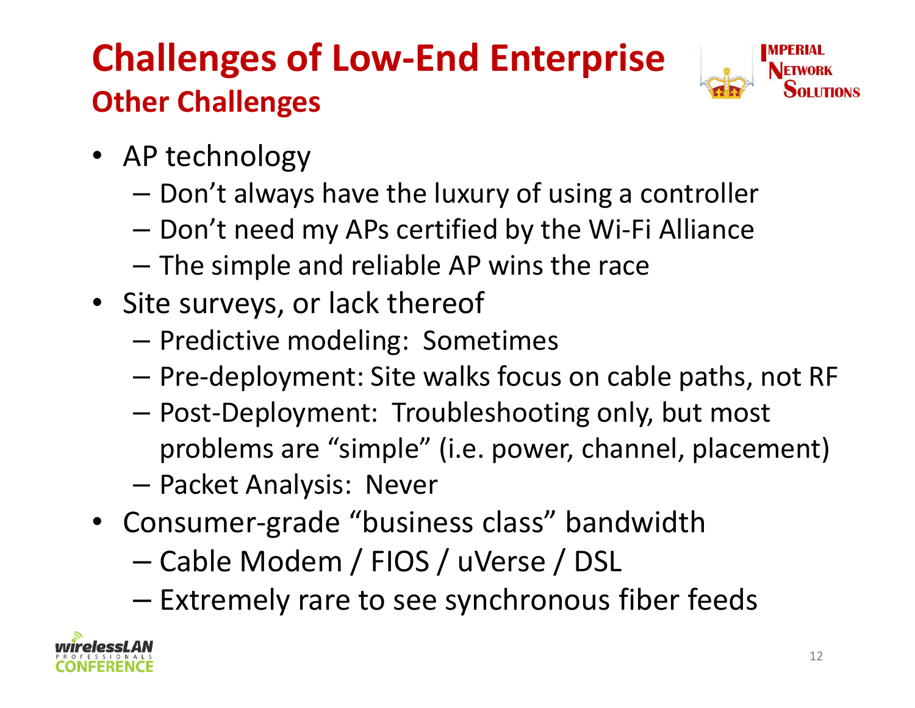# Challenges of Low-End Enterprise

## Other Challenges

- AP technology
  - Don't always have the luxury of using a controller
  - Don't need my APs certified by the Wi-Fi Alliance
  - The simple and reliable AP wins the race
- Site surveys, or lack thereof
  - Predictive modeling: Sometimes
  - Pre-deployment: Site walks focus on cable paths, not RF
  - Post-Deployment: Troubleshooting only, but most problems are "simple" (i.e. power, channel, placement)
  - Packet Analysis: Never
- Consumer-grade "business class" bandwidth
  - Cable Modem / FIOS / uVerse / DSL
  - Extremely rare to see synchronous fiber feeds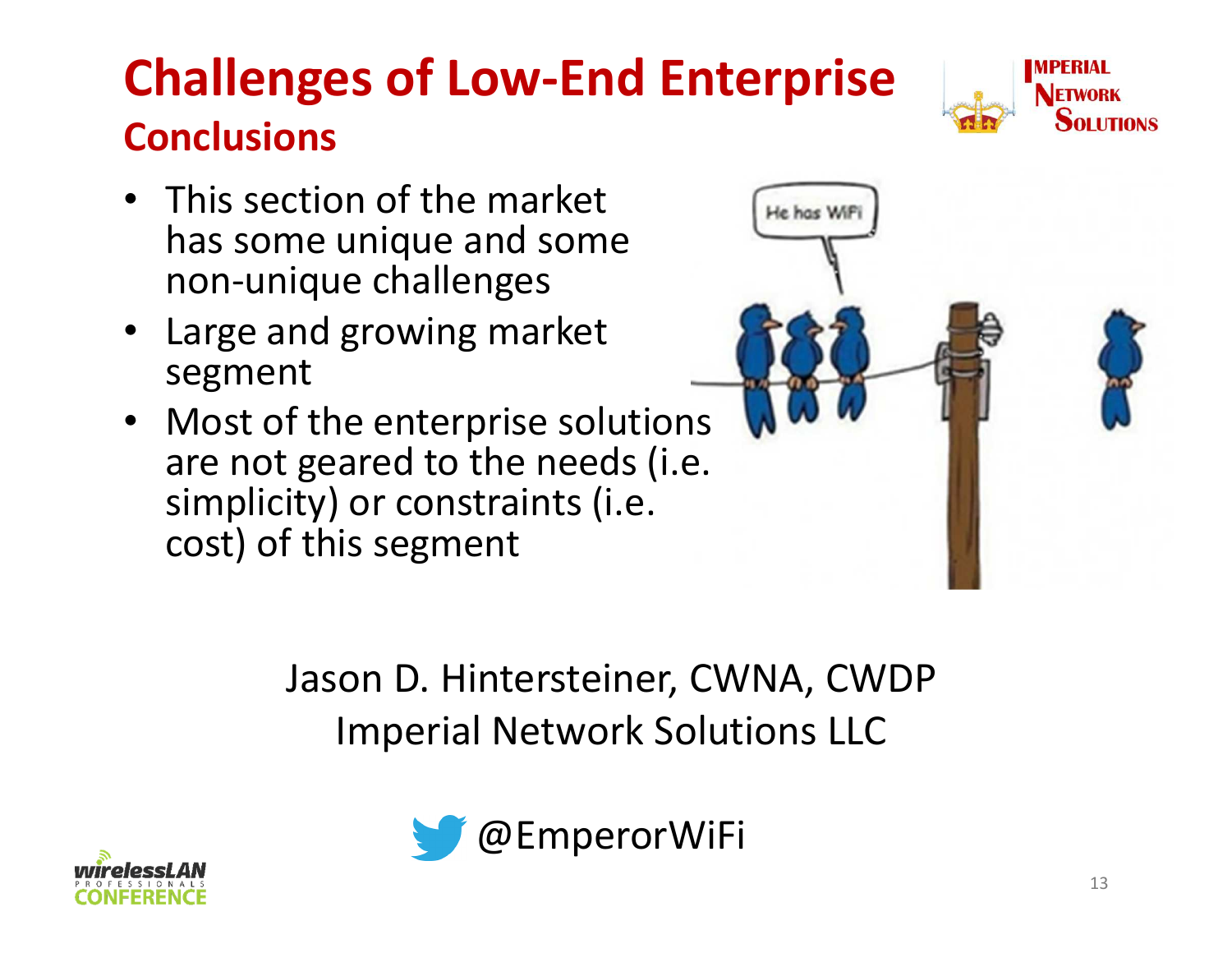# Challenges of Low-End Enterprise

## Conclusions

- This section of the market has some unique and some non-unique challenges
- Large and growing market segment
- Most of the enterprise solutions are not geared to the needs (i.e. simplicity) or constraints (i.e. cost) of this segment

Jason D. Hintersteiner, CWNA, CWDP
Imperial Network Solutions LLC

@EmperorWiFi